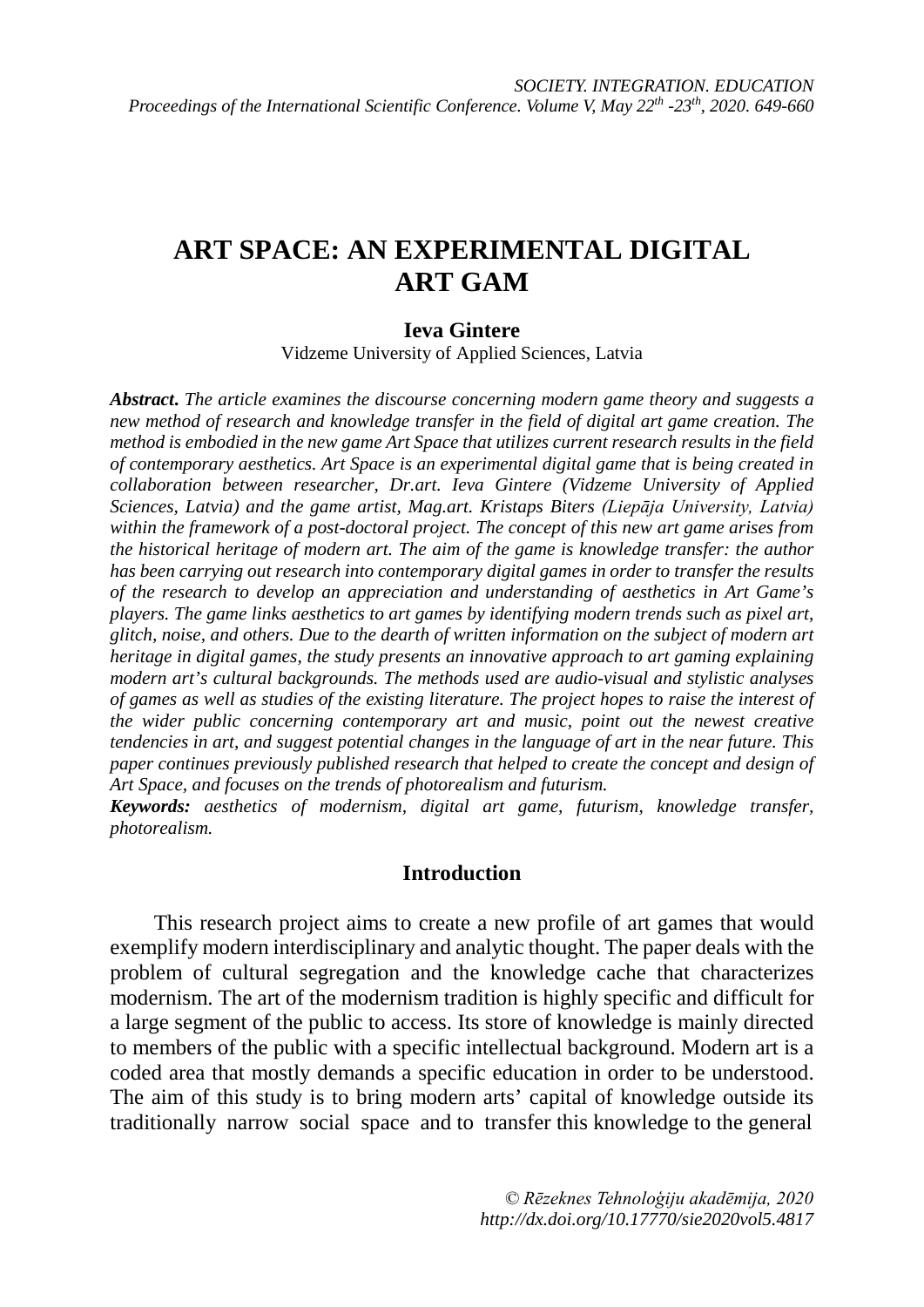# ART SPACE: AN EXPERIMENTAL DIGITAL ART GAM

**Ieva Gintere**

Vidzeme University of Applied Sciences, Latvia

***Abstract.*** *The article examines the discourse concerning modern game theory and suggests a new method of research and knowledge transfer in the field of digital art game creation. The method is embodied in the new game Art Space that utilizes current research results in the field of contemporary aesthetics. Art Space is an experimental digital game that is being created in collaboration between researcher, Dr.art. Ieva Gintere (Vidzeme University of Applied Sciences, Latvia) and the game artist, Mag.art. Kristaps Biters (Liepāja University, Latvia) within the framework of a post-doctoral project. The concept of this new art game arises from the historical heritage of modern art. The aim of the game is knowledge transfer: the author has been carrying out research into contemporary digital games in order to transfer the results of the research to develop an appreciation and understanding of aesthetics in Art Game's players. The game links aesthetics to art games by identifying modern trends such as pixel art, glitch, noise, and others. Due to the dearth of written information on the subject of modern art heritage in digital games, the study presents an innovative approach to art gaming explaining modern art's cultural backgrounds. The methods used are audio-visual and stylistic analyses of games as well as studies of the existing literature. The project hopes to raise the interest of the wider public concerning contemporary art and music, point out the newest creative tendencies in art, and suggest potential changes in the language of art in the near future. This paper continues previously published research that helped to create the concept and design of Art Space, and focuses on the trends of photorealism and futurism.*

***Keywords:*** *aesthetics of modernism, digital art game, futurism, knowledge transfer, photorealism.*

## Introduction

This research project aims to create a new profile of art games that would exemplify modern interdisciplinary and analytic thought. The paper deals with the problem of cultural segregation and the knowledge cache that characterizes modernism. The art of the modernism tradition is highly specific and difficult for a large segment of the public to access. Its store of knowledge is mainly directed to members of the public with a specific intellectual background. Modern art is a coded area that mostly demands a specific education in order to be understood. The aim of this study is to bring modern arts' capital of knowledge outside its traditionally narrow social space and to transfer this knowledge to the general

*© Rēzeknes Tehnoloģiju akadēmija, 2020*
*http://dx.doi.org/10.17770/sie2020vol5.4817*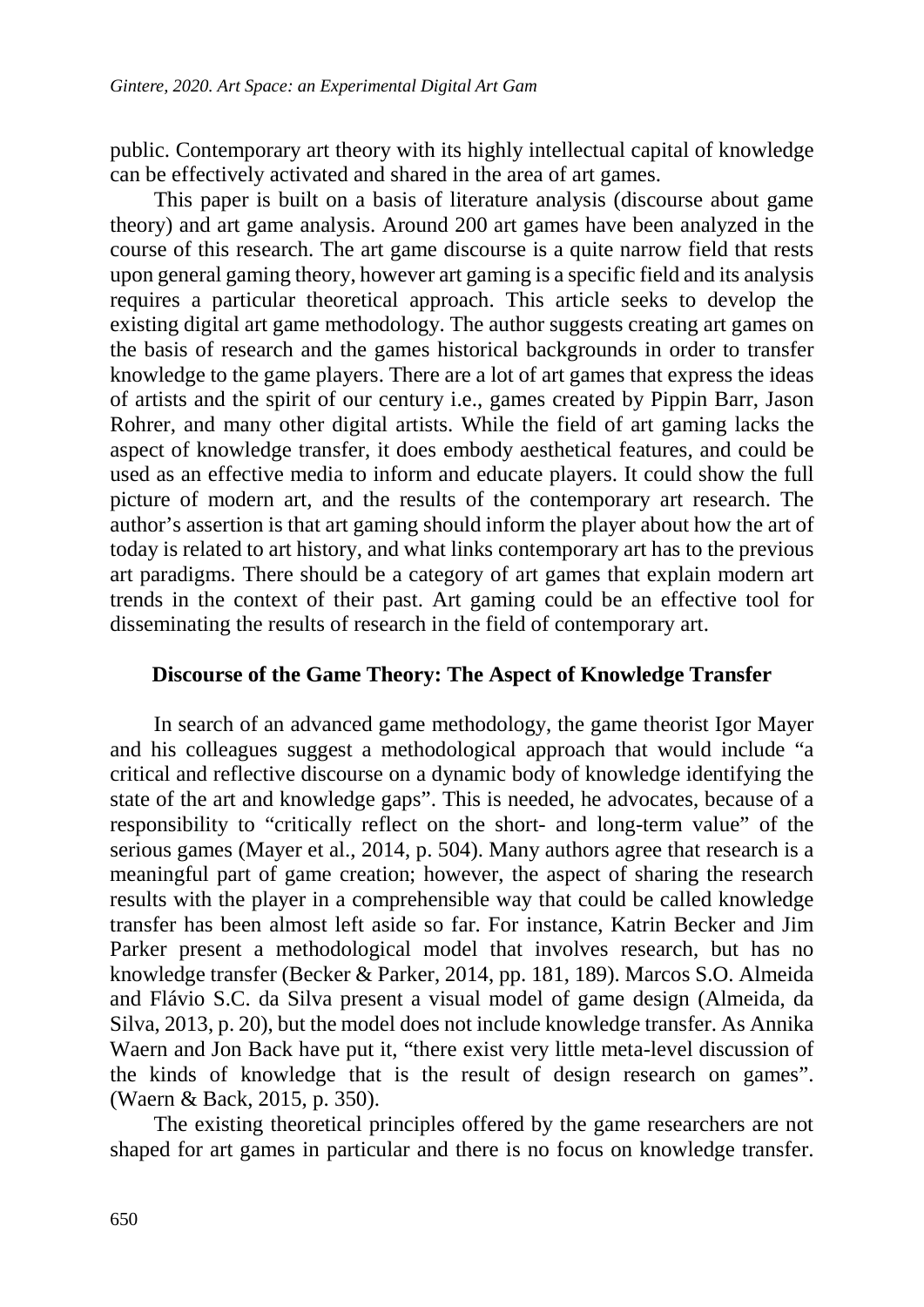public. Contemporary art theory with its highly intellectual capital of knowledge can be effectively activated and shared in the area of art games.

This paper is built on a basis of literature analysis (discourse about game theory) and art game analysis. Around 200 art games have been analyzed in the course of this research. The art game discourse is a quite narrow field that rests upon general gaming theory, however art gaming is a specific field and its analysis requires a particular theoretical approach. This article seeks to develop the existing digital art game methodology. The author suggests creating art games on the basis of research and the games historical backgrounds in order to transfer knowledge to the game players. There are a lot of art games that express the ideas of artists and the spirit of our century i.e., games created by Pippin Barr, Jason Rohrer, and many other digital artists. While the field of art gaming lacks the aspect of knowledge transfer, it does embody aesthetical features, and could be used as an effective media to inform and educate players. It could show the full picture of modern art, and the results of the contemporary art research. The author's assertion is that art gaming should inform the player about how the art of today is related to art history, and what links contemporary art has to the previous art paradigms. There should be a category of art games that explain modern art trends in the context of their past. Art gaming could be an effective tool for disseminating the results of research in the field of contemporary art.

## Discourse of the Game Theory: The Aspect of Knowledge Transfer

In search of an advanced game methodology, the game theorist Igor Mayer and his colleagues suggest a methodological approach that would include "a critical and reflective discourse on a dynamic body of knowledge identifying the state of the art and knowledge gaps". This is needed, he advocates, because of a responsibility to "critically reflect on the short- and long-term value" of the serious games (Mayer et al., 2014, p. 504). Many authors agree that research is a meaningful part of game creation; however, the aspect of sharing the research results with the player in a comprehensible way that could be called knowledge transfer has been almost left aside so far. For instance, Katrin Becker and Jim Parker present a methodological model that involves research, but has no knowledge transfer (Becker & Parker, 2014, pp. 181, 189). Marcos S.O. Almeida and Flávio S.C. da Silva present a visual model of game design (Almeida, da Silva, 2013, p. 20), but the model does not include knowledge transfer. As Annika Waern and Jon Back have put it, "there exist very little meta-level discussion of the kinds of knowledge that is the result of design research on games". (Waern & Back, 2015, p. 350).

The existing theoretical principles offered by the game researchers are not shaped for art games in particular and there is no focus on knowledge transfer.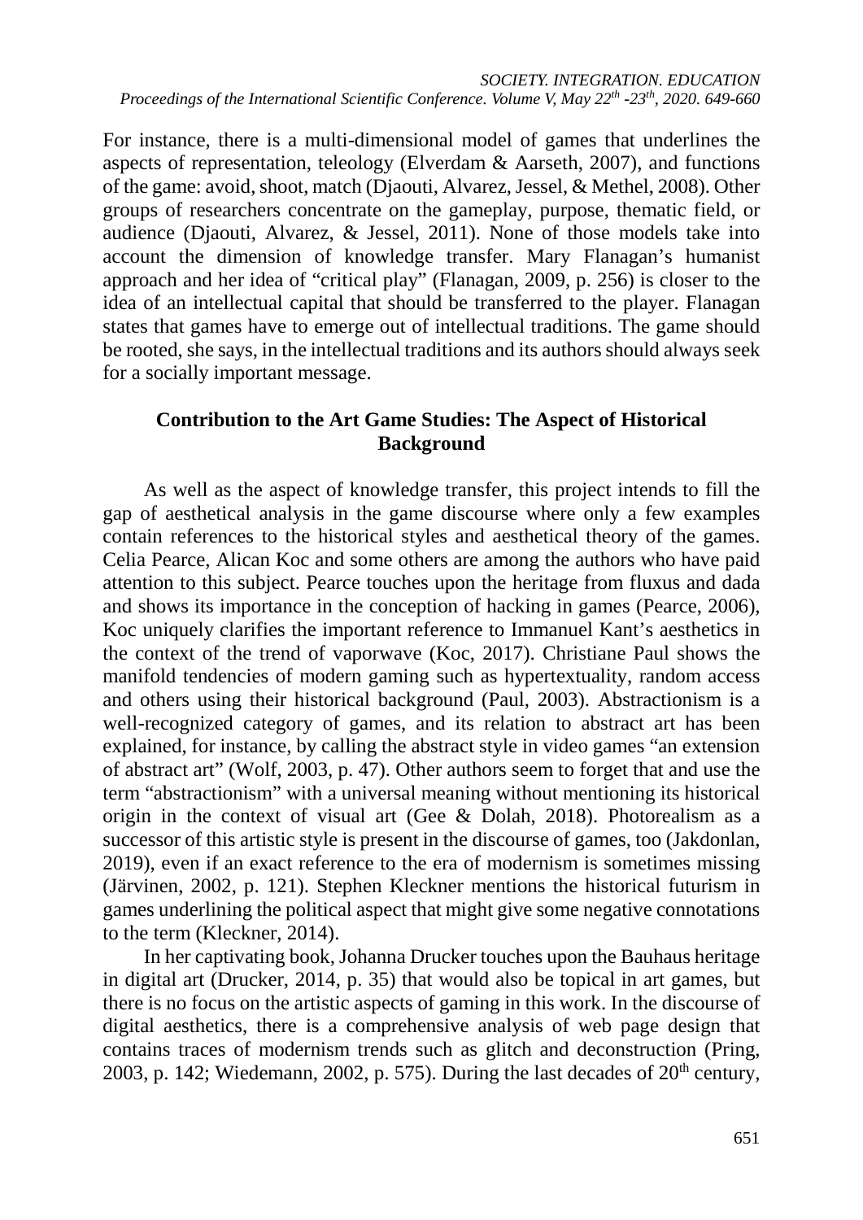For instance, there is a multi-dimensional model of games that underlines the aspects of representation, teleology (Elverdam & Aarseth, 2007), and functions of the game: avoid, shoot, match (Djaouti, Alvarez, Jessel, & Methel, 2008). Other groups of researchers concentrate on the gameplay, purpose, thematic field, or audience (Djaouti, Alvarez, & Jessel, 2011). None of those models take into account the dimension of knowledge transfer. Mary Flanagan's humanist approach and her idea of "critical play" (Flanagan, 2009, p. 256) is closer to the idea of an intellectual capital that should be transferred to the player. Flanagan states that games have to emerge out of intellectual traditions. The game should be rooted, she says, in the intellectual traditions and its authors should always seek for a socially important message.

## Contribution to the Art Game Studies: The Aspect of Historical Background

As well as the aspect of knowledge transfer, this project intends to fill the gap of aesthetical analysis in the game discourse where only a few examples contain references to the historical styles and aesthetical theory of the games. Celia Pearce, Alican Koc and some others are among the authors who have paid attention to this subject. Pearce touches upon the heritage from fluxus and dada and shows its importance in the conception of hacking in games (Pearce, 2006), Koc uniquely clarifies the important reference to Immanuel Kant's aesthetics in the context of the trend of vaporwave (Koc, 2017). Christiane Paul shows the manifold tendencies of modern gaming such as hypertextuality, random access and others using their historical background (Paul, 2003). Abstractionism is a well-recognized category of games, and its relation to abstract art has been explained, for instance, by calling the abstract style in video games "an extension of abstract art" (Wolf, 2003, p. 47). Other authors seem to forget that and use the term "abstractionism" with a universal meaning without mentioning its historical origin in the context of visual art (Gee & Dolah, 2018). Photorealism as a successor of this artistic style is present in the discourse of games, too (Jakdonlan, 2019), even if an exact reference to the era of modernism is sometimes missing (Järvinen, 2002, p. 121). Stephen Kleckner mentions the historical futurism in games underlining the political aspect that might give some negative connotations to the term (Kleckner, 2014).

In her captivating book, Johanna Drucker touches upon the Bauhaus heritage in digital art (Drucker, 2014, p. 35) that would also be topical in art games, but there is no focus on the artistic aspects of gaming in this work. In the discourse of digital aesthetics, there is a comprehensive analysis of web page design that contains traces of modernism trends such as glitch and deconstruction (Pring, 2003, p. 142; Wiedemann, 2002, p. 575). During the last decades of 20th century,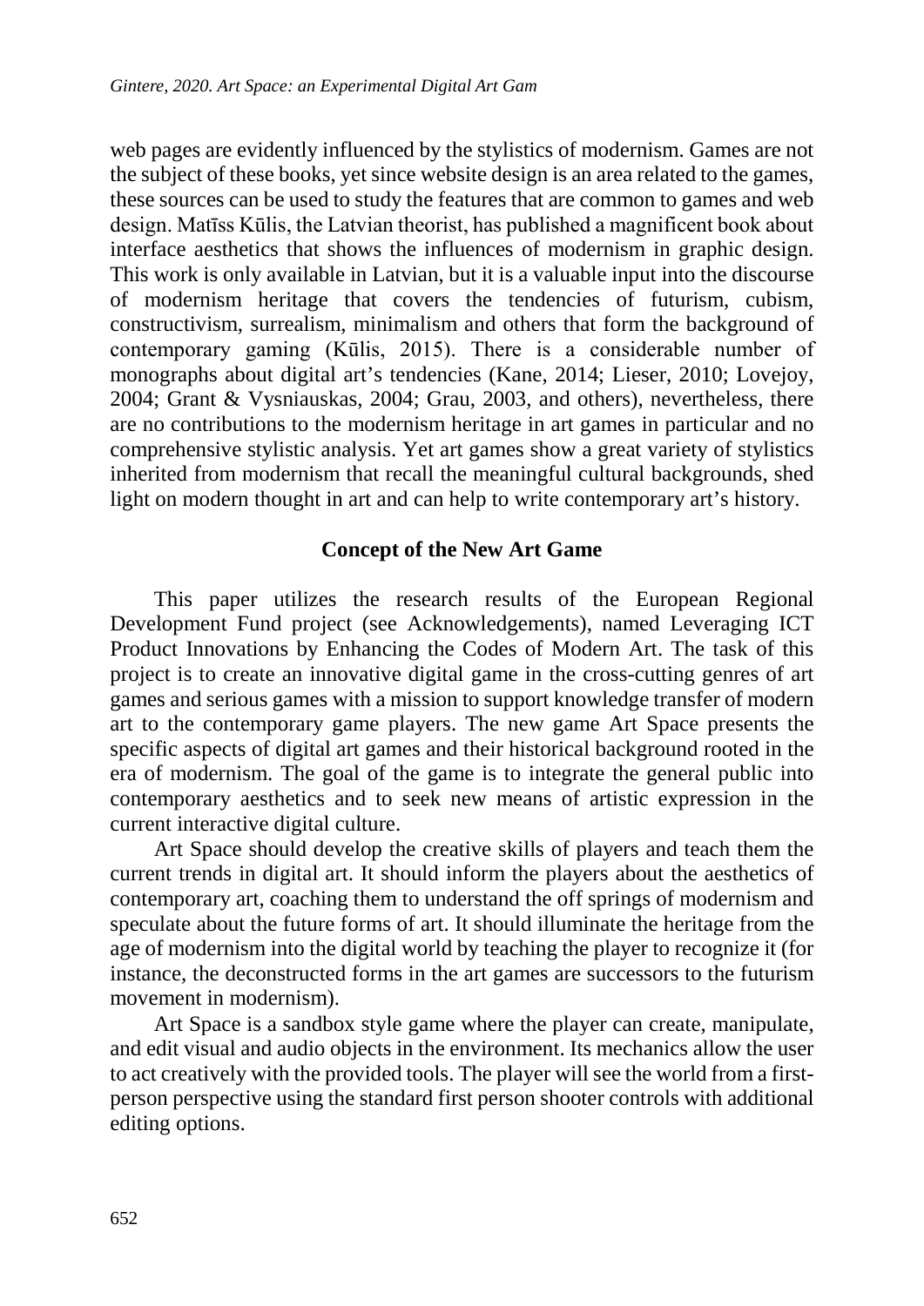web pages are evidently influenced by the stylistics of modernism. Games are not the subject of these books, yet since website design is an area related to the games, these sources can be used to study the features that are common to games and web design. Matīss Kūlis, the Latvian theorist, has published a magnificent book about interface aesthetics that shows the influences of modernism in graphic design. This work is only available in Latvian, but it is a valuable input into the discourse of modernism heritage that covers the tendencies of futurism, cubism, constructivism, surrealism, minimalism and others that form the background of contemporary gaming (Kūlis, 2015). There is a considerable number of monographs about digital art's tendencies (Kane, 2014; Lieser, 2010; Lovejoy, 2004; Grant & Vysniauskas, 2004; Grau, 2003, and others), nevertheless, there are no contributions to the modernism heritage in art games in particular and no comprehensive stylistic analysis. Yet art games show a great variety of stylistics inherited from modernism that recall the meaningful cultural backgrounds, shed light on modern thought in art and can help to write contemporary art's history.

## Concept of the New Art Game

This paper utilizes the research results of the European Regional Development Fund project (see Acknowledgements), named Leveraging ICT Product Innovations by Enhancing the Codes of Modern Art. The task of this project is to create an innovative digital game in the cross-cutting genres of art games and serious games with a mission to support knowledge transfer of modern art to the contemporary game players. The new game Art Space presents the specific aspects of digital art games and their historical background rooted in the era of modernism. The goal of the game is to integrate the general public into contemporary aesthetics and to seek new means of artistic expression in the current interactive digital culture.

Art Space should develop the creative skills of players and teach them the current trends in digital art. It should inform the players about the aesthetics of contemporary art, coaching them to understand the off springs of modernism and speculate about the future forms of art. It should illuminate the heritage from the age of modernism into the digital world by teaching the player to recognize it (for instance, the deconstructed forms in the art games are successors to the futurism movement in modernism).

Art Space is a sandbox style game where the player can create, manipulate, and edit visual and audio objects in the environment. Its mechanics allow the user to act creatively with the provided tools. The player will see the world from a first-person perspective using the standard first person shooter controls with additional editing options.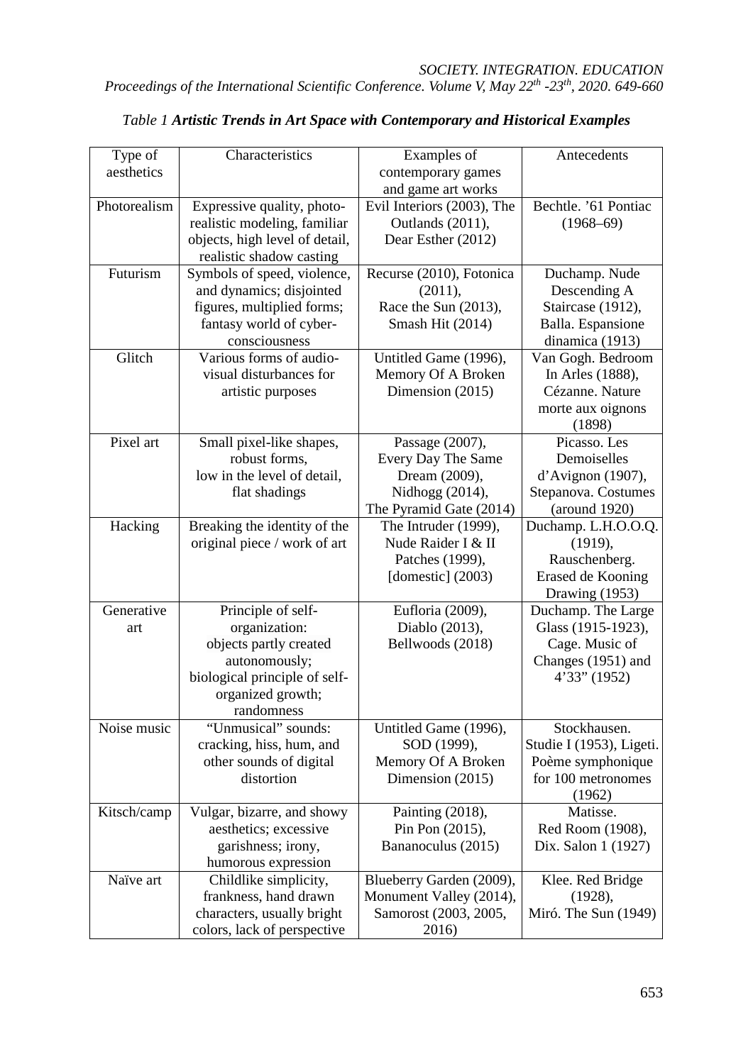*Table 1* ***Artistic Trends in Art Space with Contemporary and Historical Examples***

| Type of aesthetics | Characteristics | Examples of contemporary games and game art works | Antecedents |
|---|---|---|---|
| Photorealism | Expressive quality, photo-realistic modeling, familiar objects, high level of detail, realistic shadow casting | Evil Interiors (2003), The Outlands (2011), Dear Esther (2012) | Bechtle. '61 Pontiac (1968–69) |
| Futurism | Symbols of speed, violence, and dynamics; disjointed figures, multiplied forms; fantasy world of cyber-consciousness | Recurse (2010), Fotonica (2011), Race the Sun (2013), Smash Hit (2014) | Duchamp. Nude Descending A Staircase (1912), Balla. Espansione dinamica (1913) |
| Glitch | Various forms of audio-visual disturbances for artistic purposes | Untitled Game (1996), Memory Of A Broken Dimension (2015) | Van Gogh. Bedroom In Arles (1888), Cézanne. Nature morte aux oignons (1898) |
| Pixel art | Small pixel-like shapes, robust forms, low in the level of detail, flat shadings | Passage (2007), Every Day The Same Dream (2009), Nidhogg (2014), The Pyramid Gate (2014) | Picasso. Les Demoiselles d'Avignon (1907), Stepanova. Costumes (around 1920) |
| Hacking | Breaking the identity of the original piece / work of art | The Intruder (1999), Nude Raider I & II Patches (1999), [domestic] (2003) | Duchamp. L.H.O.O.Q. (1919), Rauschenberg. Erased de Kooning Drawing (1953) |
| Generative art | Principle of self-organization: objects partly created autonomously; biological principle of self-organized growth; randomness | Eufloria (2009), Diablo (2013), Bellwoods (2018) | Duchamp. The Large Glass (1915-1923), Cage. Music of Changes (1951) and 4'33" (1952) |
| Noise music | "Unmusical" sounds: cracking, hiss, hum, and other sounds of digital distortion | Untitled Game (1996), SOD (1999), Memory Of A Broken Dimension (2015) | Stockhausen. Studie I (1953), Ligeti. Poème symphonique for 100 metronomes (1962) |
| Kitsch/camp | Vulgar, bizarre, and showy aesthetics; excessive garishness; irony, humorous expression | Painting (2018), Pin Pon (2015), Bananoculus (2015) | Matisse. Red Room (1908), Dix. Salon 1 (1927) |
| Naïve art | Childlike simplicity, frankness, hand drawn characters, usually bright colors, lack of perspective | Blueberry Garden (2009), Monument Valley (2014), Samorost (2003, 2005, 2016) | Klee. Red Bridge (1928), Miró. The Sun (1949) |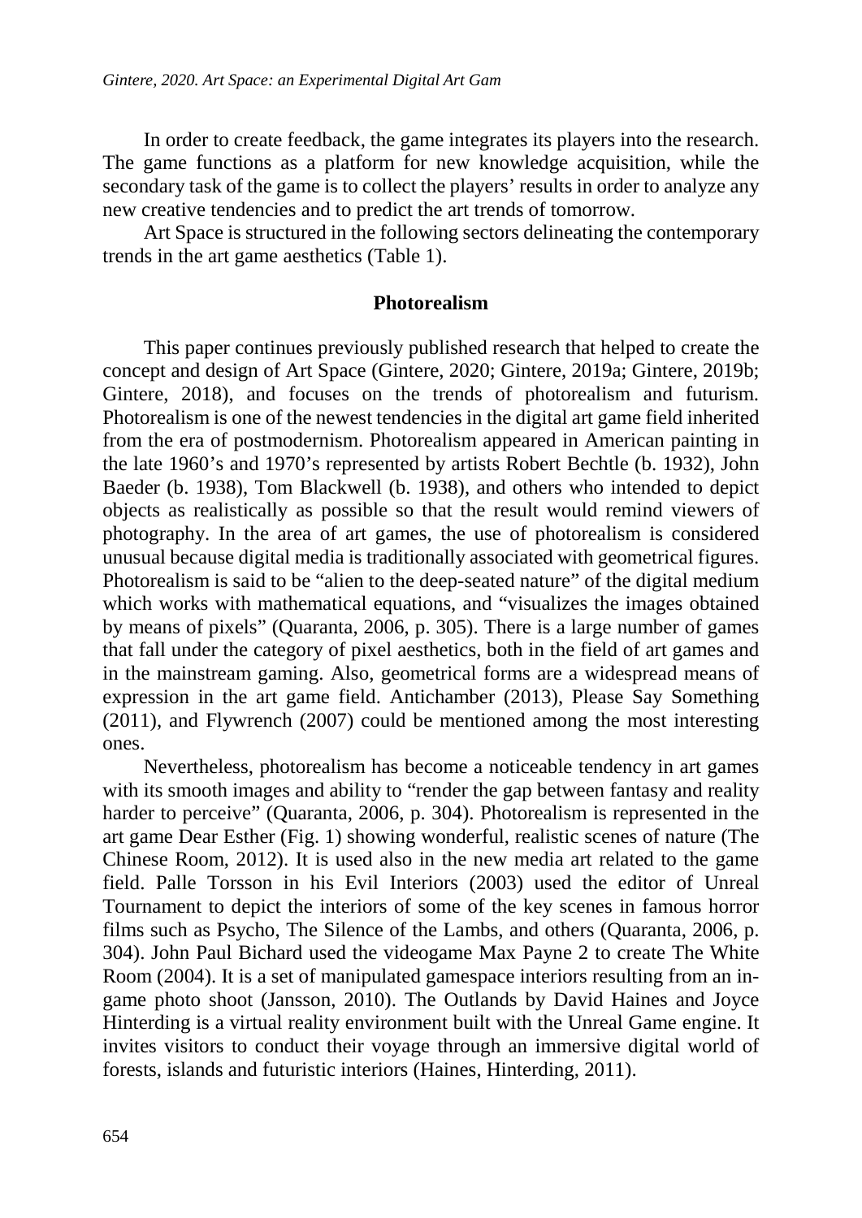In order to create feedback, the game integrates its players into the research. The game functions as a platform for new knowledge acquisition, while the secondary task of the game is to collect the players' results in order to analyze any new creative tendencies and to predict the art trends of tomorrow.

Art Space is structured in the following sectors delineating the contemporary trends in the art game aesthetics (Table 1).

## Photorealism

This paper continues previously published research that helped to create the concept and design of Art Space (Gintere, 2020; Gintere, 2019a; Gintere, 2019b; Gintere, 2018), and focuses on the trends of photorealism and futurism. Photorealism is one of the newest tendencies in the digital art game field inherited from the era of postmodernism. Photorealism appeared in American painting in the late 1960's and 1970's represented by artists Robert Bechtle (b. 1932), John Baeder (b. 1938), Tom Blackwell (b. 1938), and others who intended to depict objects as realistically as possible so that the result would remind viewers of photography. In the area of art games, the use of photorealism is considered unusual because digital media is traditionally associated with geometrical figures. Photorealism is said to be "alien to the deep-seated nature" of the digital medium which works with mathematical equations, and "visualizes the images obtained by means of pixels" (Quaranta, 2006, p. 305). There is a large number of games that fall under the category of pixel aesthetics, both in the field of art games and in the mainstream gaming. Also, geometrical forms are a widespread means of expression in the art game field. Antichamber (2013), Please Say Something (2011), and Flywrench (2007) could be mentioned among the most interesting ones.

Nevertheless, photorealism has become a noticeable tendency in art games with its smooth images and ability to "render the gap between fantasy and reality harder to perceive" (Quaranta, 2006, p. 304). Photorealism is represented in the art game Dear Esther (Fig. 1) showing wonderful, realistic scenes of nature (The Chinese Room, 2012). It is used also in the new media art related to the game field. Palle Torsson in his Evil Interiors (2003) used the editor of Unreal Tournament to depict the interiors of some of the key scenes in famous horror films such as Psycho, The Silence of the Lambs, and others (Quaranta, 2006, p. 304). John Paul Bichard used the videogame Max Payne 2 to create The White Room (2004). It is a set of manipulated gamespace interiors resulting from an in-game photo shoot (Jansson, 2010). The Outlands by David Haines and Joyce Hinterding is a virtual reality environment built with the Unreal Game engine. It invites visitors to conduct their voyage through an immersive digital world of forests, islands and futuristic interiors (Haines, Hinterding, 2011).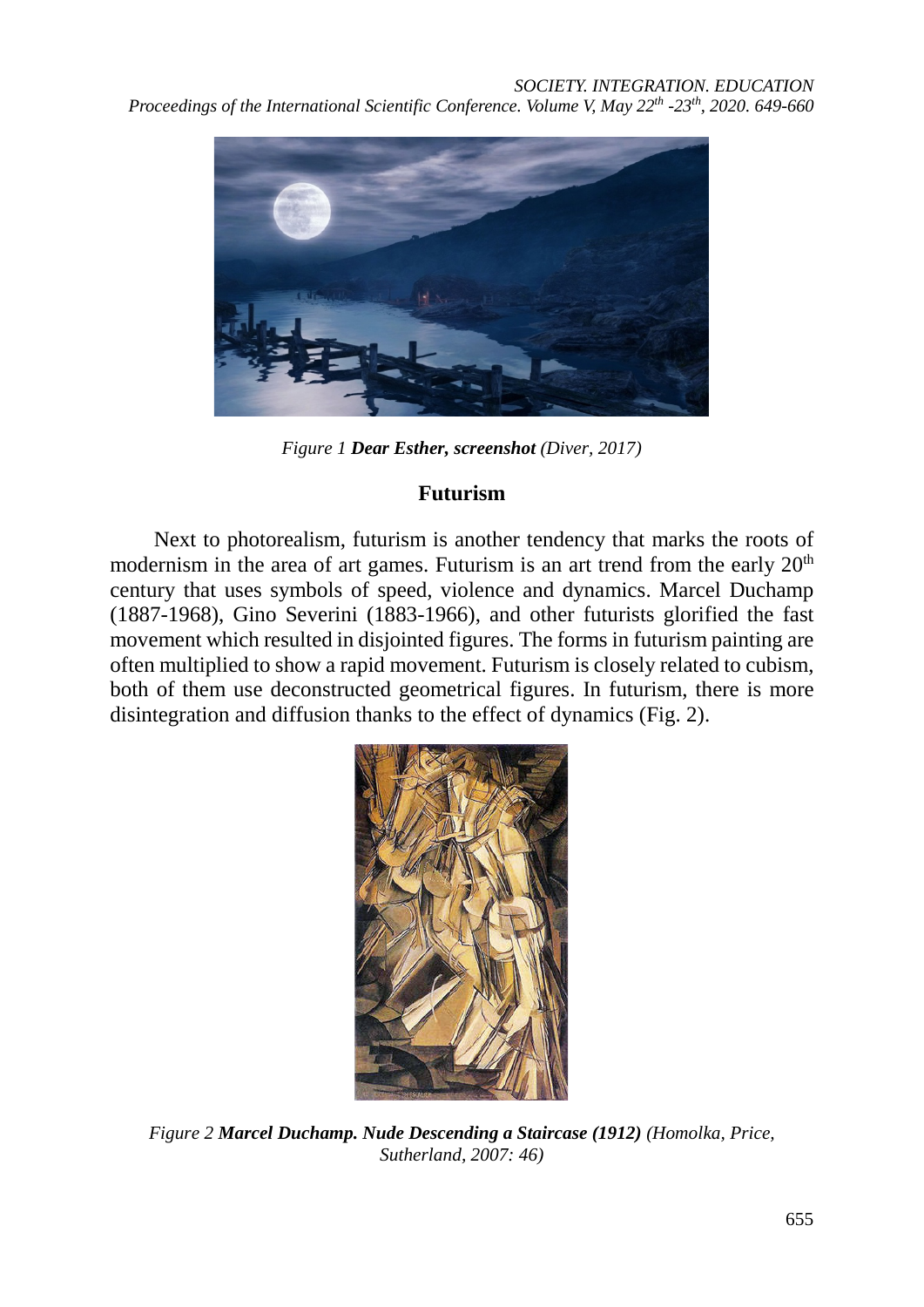*Figure 1 **Dear Esther, screenshot** (Diver, 2017)*

## Futurism

Next to photorealism, futurism is another tendency that marks the roots of modernism in the area of art games. Futurism is an art trend from the early $20^{th}$ century that uses symbols of speed, violence and dynamics. Marcel Duchamp (1887-1968), Gino Severini (1883-1966), and other futurists glorified the fast movement which resulted in disjointed figures. The forms in futurism painting are often multiplied to show a rapid movement. Futurism is closely related to cubism, both of them use deconstructed geometrical figures. In futurism, there is more disintegration and diffusion thanks to the effect of dynamics (Fig. 2).

*Figure 2 **Marcel Duchamp. Nude Descending a Staircase (1912)** (Homolka, Price, Sutherland, 2007: 46)*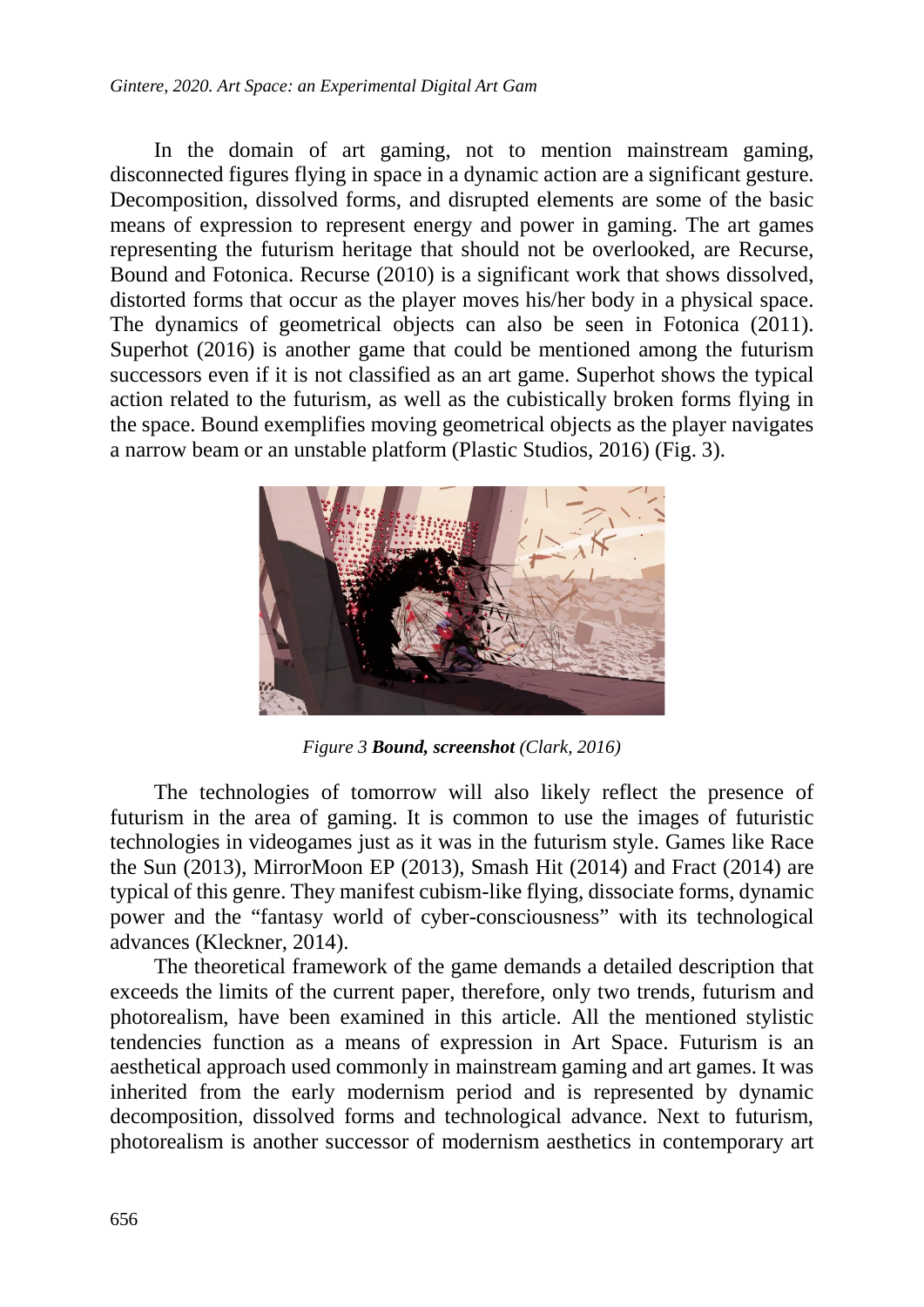In the domain of art gaming, not to mention mainstream gaming, disconnected figures flying in space in a dynamic action are a significant gesture. Decomposition, dissolved forms, and disrupted elements are some of the basic means of expression to represent energy and power in gaming. The art games representing the futurism heritage that should not be overlooked, are Recurse, Bound and Fotonica. Recurse (2010) is a significant work that shows dissolved, distorted forms that occur as the player moves his/her body in a physical space. The dynamics of geometrical objects can also be seen in Fotonica (2011). Superhot (2016) is another game that could be mentioned among the futurism successors even if it is not classified as an art game. Superhot shows the typical action related to the futurism, as well as the cubistically broken forms flying in the space. Bound exemplifies moving geometrical objects as the player navigates a narrow beam or an unstable platform (Plastic Studios, 2016) (Fig. 3).

*Figure 3* ***Bound, screenshot*** *(Clark, 2016)*

The technologies of tomorrow will also likely reflect the presence of futurism in the area of gaming. It is common to use the images of futuristic technologies in videogames just as it was in the futurism style. Games like Race the Sun (2013), MirrorMoon EP (2013), Smash Hit (2014) and Fract (2014) are typical of this genre. They manifest cubism-like flying, dissociate forms, dynamic power and the "fantasy world of cyber-consciousness" with its technological advances (Kleckner, 2014).

The theoretical framework of the game demands a detailed description that exceeds the limits of the current paper, therefore, only two trends, futurism and photorealism, have been examined in this article. All the mentioned stylistic tendencies function as a means of expression in Art Space. Futurism is an aesthetical approach used commonly in mainstream gaming and art games. It was inherited from the early modernism period and is represented by dynamic decomposition, dissolved forms and technological advance. Next to futurism, photorealism is another successor of modernism aesthetics in contemporary art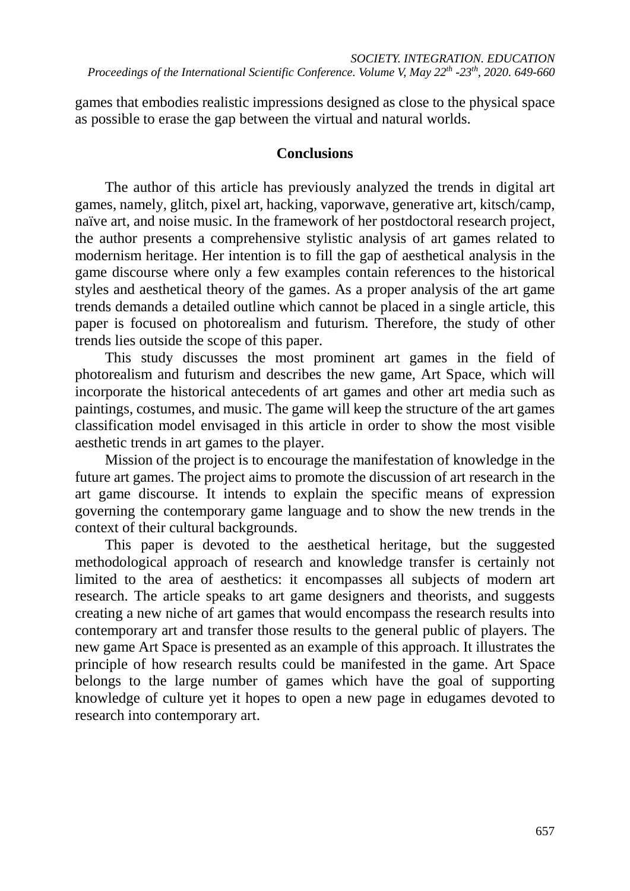games that embodies realistic impressions designed as close to the physical space as possible to erase the gap between the virtual and natural worlds.

## Conclusions

The author of this article has previously analyzed the trends in digital art games, namely, glitch, pixel art, hacking, vaporwave, generative art, kitsch/camp, naïve art, and noise music. In the framework of her postdoctoral research project, the author presents a comprehensive stylistic analysis of art games related to modernism heritage. Her intention is to fill the gap of aesthetical analysis in the game discourse where only a few examples contain references to the historical styles and aesthetical theory of the games. As a proper analysis of the art game trends demands a detailed outline which cannot be placed in a single article, this paper is focused on photorealism and futurism. Therefore, the study of other trends lies outside the scope of this paper.

This study discusses the most prominent art games in the field of photorealism and futurism and describes the new game, Art Space, which will incorporate the historical antecedents of art games and other art media such as paintings, costumes, and music. The game will keep the structure of the art games classification model envisaged in this article in order to show the most visible aesthetic trends in art games to the player.

Mission of the project is to encourage the manifestation of knowledge in the future art games. The project aims to promote the discussion of art research in the art game discourse. It intends to explain the specific means of expression governing the contemporary game language and to show the new trends in the context of their cultural backgrounds.

This paper is devoted to the aesthetical heritage, but the suggested methodological approach of research and knowledge transfer is certainly not limited to the area of aesthetics: it encompasses all subjects of modern art research. The article speaks to art game designers and theorists, and suggests creating a new niche of art games that would encompass the research results into contemporary art and transfer those results to the general public of players. The new game Art Space is presented as an example of this approach. It illustrates the principle of how research results could be manifested in the game. Art Space belongs to the large number of games which have the goal of supporting knowledge of culture yet it hopes to open a new page in edugames devoted to research into contemporary art.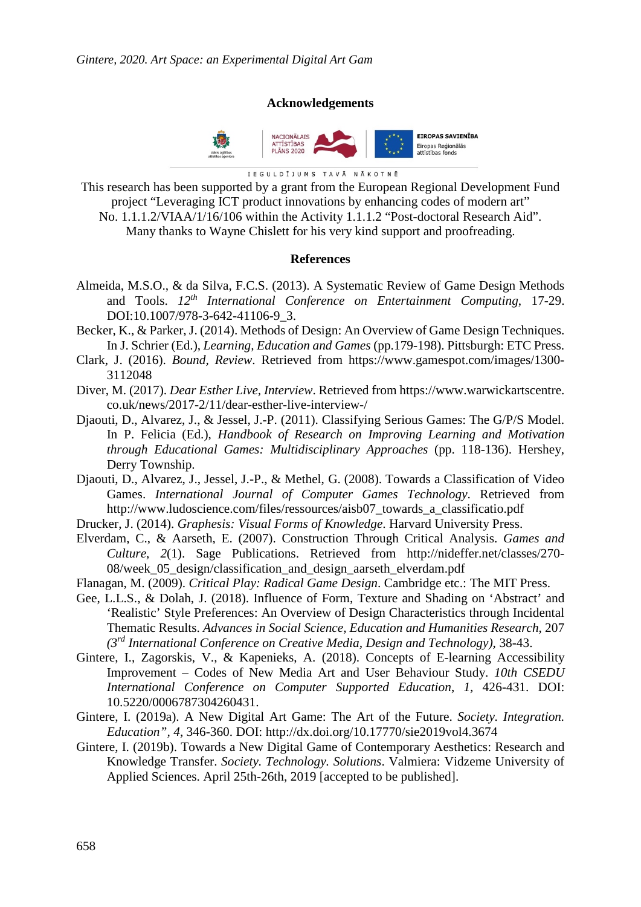## Acknowledgements

This research has been supported by a grant from the European Regional Development Fund project "Leveraging ICT product innovations by enhancing codes of modern art" No. 1.1.1.2/VIAA/1/16/106 within the Activity 1.1.1.2 "Post-doctoral Research Aid". Many thanks to Wayne Chislett for his very kind support and proofreading.

## References

Almeida, M.S.O., & da Silva, F.C.S. (2013). A Systematic Review of Game Design Methods and Tools. *12th International Conference on Entertainment Computing*, 17-29. DOI:10.1007/978-3-642-41106-9_3.

Becker, K., & Parker, J. (2014). Methods of Design: An Overview of Game Design Techniques. In J. Schrier (Ed.), *Learning, Education and Games* (pp.179-198). Pittsburgh: ETC Press.

Clark, J. (2016). *Bound, Review*. Retrieved from https://www.gamespot.com/images/1300-3112048

Diver, M. (2017). *Dear Esther Live, Interview*. Retrieved from https://www.warwickartscentre.co.uk/news/2017-2/11/dear-esther-live-interview-/

Djaouti, D., Alvarez, J., & Jessel, J.-P. (2011). Classifying Serious Games: The G/P/S Model. In P. Felicia (Ed.), *Handbook of Research on Improving Learning and Motivation through Educational Games: Multidisciplinary Approaches* (pp. 118-136). Hershey, Derry Township.

Djaouti, D., Alvarez, J., Jessel, J.-P., & Methel, G. (2008). Towards a Classification of Video Games. *International Journal of Computer Games Technology*. Retrieved from http://www.ludoscience.com/files/ressources/aisb07_towards_a_classificatio.pdf

Drucker, J. (2014). *Graphesis: Visual Forms of Knowledge*. Harvard University Press.

Elverdam, C., & Aarseth, E. (2007). Construction Through Critical Analysis. *Games and Culture*, *2*(1). Sage Publications. Retrieved from http://nideffer.net/classes/270-08/week_05_design/classification_and_design_aarseth_elverdam.pdf

Flanagan, M. (2009). *Critical Play: Radical Game Design*. Cambridge etc.: The MIT Press.

Gee, L.L.S., & Dolah, J. (2018). Influence of Form, Texture and Shading on 'Abstract' and 'Realistic' Style Preferences: An Overview of Design Characteristics through Incidental Thematic Results. *Advances in Social Science, Education and Humanities Research*, 207 *(3rd International Conference on Creative Media, Design and Technology)*, 38-43.

Gintere, I., Zagorskis, V., & Kapenieks, A. (2018). Concepts of E-learning Accessibility Improvement – Codes of New Media Art and User Behaviour Study. *10th CSEDU International Conference on Computer Supported Education*, *1*, 426-431. DOI: 10.5220/0006787304260431.

Gintere, I. (2019a). A New Digital Art Game: The Art of the Future. *Society. Integration. Education"*, *4*, 346-360. DOI: http://dx.doi.org/10.17770/sie2019vol4.3674

Gintere, I. (2019b). Towards a New Digital Game of Contemporary Aesthetics: Research and Knowledge Transfer. *Society. Technology. Solutions*. Valmiera: Vidzeme University of Applied Sciences. April 25th-26th, 2019 [accepted to be published].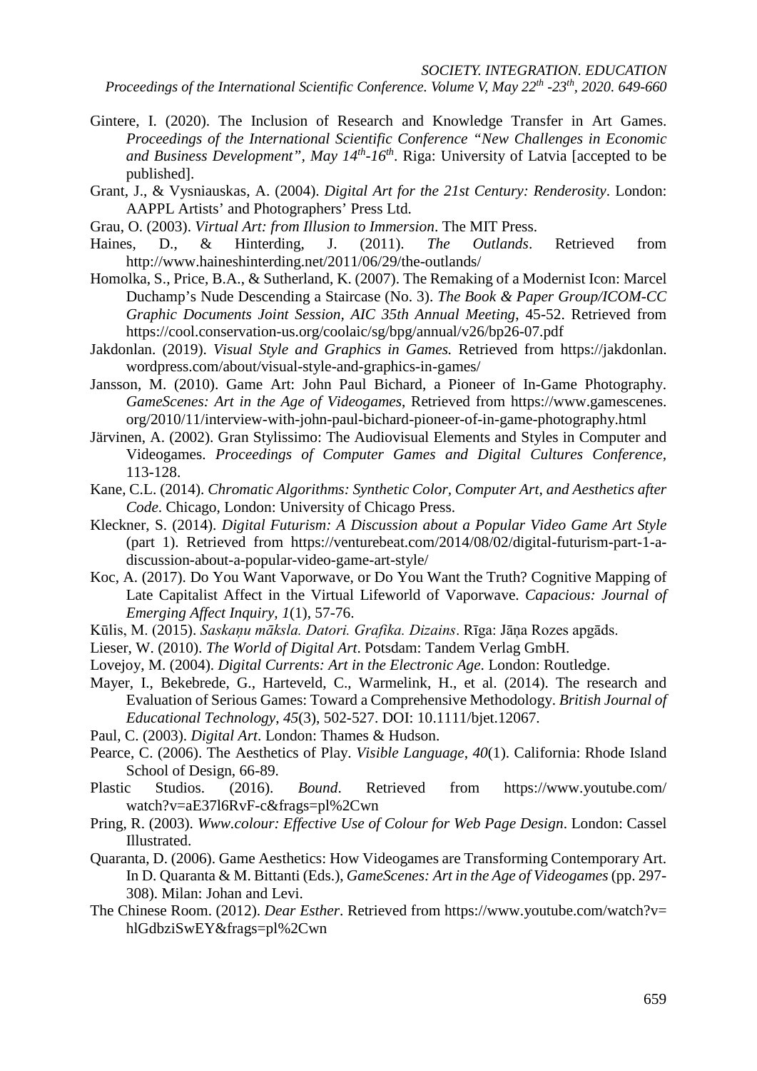Gintere, I. (2020). The Inclusion of Research and Knowledge Transfer in Art Games. *Proceedings of the International Scientific Conference "New Challenges in Economic and Business Development", May 14th-16th*. Riga: University of Latvia [accepted to be published].

Grant, J., & Vysniauskas, A. (2004). *Digital Art for the 21st Century: Renderosity*. London: AAPPL Artists' and Photographers' Press Ltd.

Grau, O. (2003). *Virtual Art: from Illusion to Immersion*. The MIT Press.

Haines, D., & Hinterding, J. (2011). *The Outlands*. Retrieved from http://www.haineshinterding.net/2011/06/29/the-outlands/

Homolka, S., Price, B.A., & Sutherland, K. (2007). The Remaking of a Modernist Icon: Marcel Duchamp's Nude Descending a Staircase (No. 3). *The Book & Paper Group/ICOM-CC Graphic Documents Joint Session, AIC 35th Annual Meeting*, 45-52. Retrieved from https://cool.conservation-us.org/coolaic/sg/bpg/annual/v26/bp26-07.pdf

Jakdonlan. (2019). *Visual Style and Graphics in Games.* Retrieved from https://jakdonlan.wordpress.com/about/visual-style-and-graphics-in-games/

Jansson, M. (2010). Game Art: John Paul Bichard, a Pioneer of In-Game Photography. *GameScenes: Art in the Age of Videogames*, Retrieved from https://www.gamescenes.org/2010/11/interview-with-john-paul-bichard-pioneer-of-in-game-photography.html

Järvinen, A. (2002). Gran Stylissimo: The Audiovisual Elements and Styles in Computer and Videogames. *Proceedings of Computer Games and Digital Cultures Conference*, 113-128.

Kane, C.L. (2014). *Chromatic Algorithms: Synthetic Color, Computer Art, and Aesthetics after Code*. Chicago, London: University of Chicago Press.

Kleckner, S. (2014). *Digital Futurism: A Discussion about a Popular Video Game Art Style* (part 1). Retrieved from https://venturebeat.com/2014/08/02/digital-futurism-part-1-a-discussion-about-a-popular-video-game-art-style/

Koc, A. (2017). Do You Want Vaporwave, or Do You Want the Truth? Cognitive Mapping of Late Capitalist Affect in the Virtual Lifeworld of Vaporwave. *Capacious: Journal of Emerging Affect Inquiry*, *1*(1), 57-76.

Kūlis, M. (2015). *Saskaņu māksla. Datori. Grafika. Dizains*. Rīga: Jāņa Rozes apgāds.

Lieser, W. (2010). *The World of Digital Art*. Potsdam: Tandem Verlag GmbH.

Lovejoy, M. (2004). *Digital Currents: Art in the Electronic Age*. London: Routledge.

Mayer, I., Bekebrede, G., Harteveld, C., Warmelink, H., et al. (2014). The research and Evaluation of Serious Games: Toward a Comprehensive Methodology. *British Journal of Educational Technology*, *45*(3), 502-527. DOI: 10.1111/bjet.12067.

Paul, C. (2003). *Digital Art*. London: Thames & Hudson.

Pearce, C. (2006). The Aesthetics of Play. *Visible Language*, *40*(1). California: Rhode Island School of Design, 66-89.

Plastic Studios. (2016). *Bound*. Retrieved from https://www.youtube.com/watch?v=aE37l6RvF-c&frags=pl%2Cwn

Pring, R. (2003). *Www.colour: Effective Use of Colour for Web Page Design*. London: Cassel Illustrated.

Quaranta, D. (2006). Game Aesthetics: How Videogames are Transforming Contemporary Art. In D. Quaranta & M. Bittanti (Eds.), *GameScenes: Art in the Age of Videogames* (pp. 297-308). Milan: Johan and Levi.

The Chinese Room. (2012). *Dear Esther*. Retrieved from https://www.youtube.com/watch?v=hlGdbziSwEY&frags=pl%2Cwn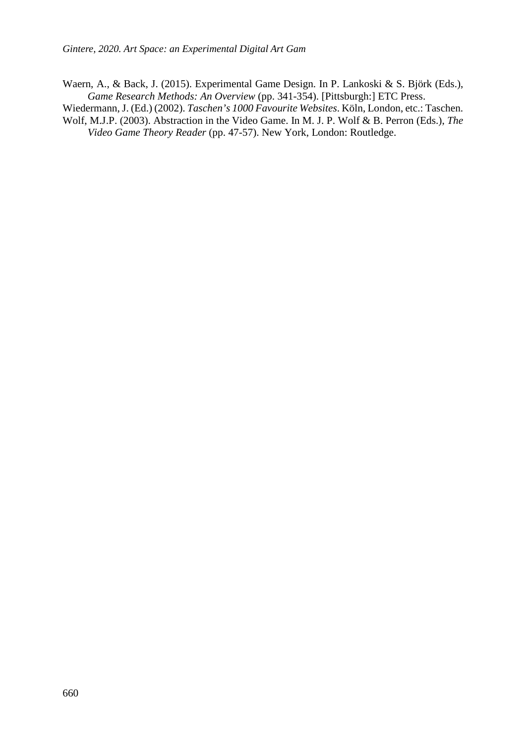Waern, A., & Back, J. (2015). Experimental Game Design. In P. Lankoski & S. Björk (Eds.), *Game Research Methods: An Overview* (pp. 341-354). [Pittsburgh:] ETC Press.

Wiedermann, J. (Ed.) (2002). *Taschen's 1000 Favourite Websites*. Köln, London, etc.: Taschen.

Wolf, M.J.P. (2003). Abstraction in the Video Game. In M. J. P. Wolf & B. Perron (Eds.), *The Video Game Theory Reader* (pp. 47-57). New York, London: Routledge.